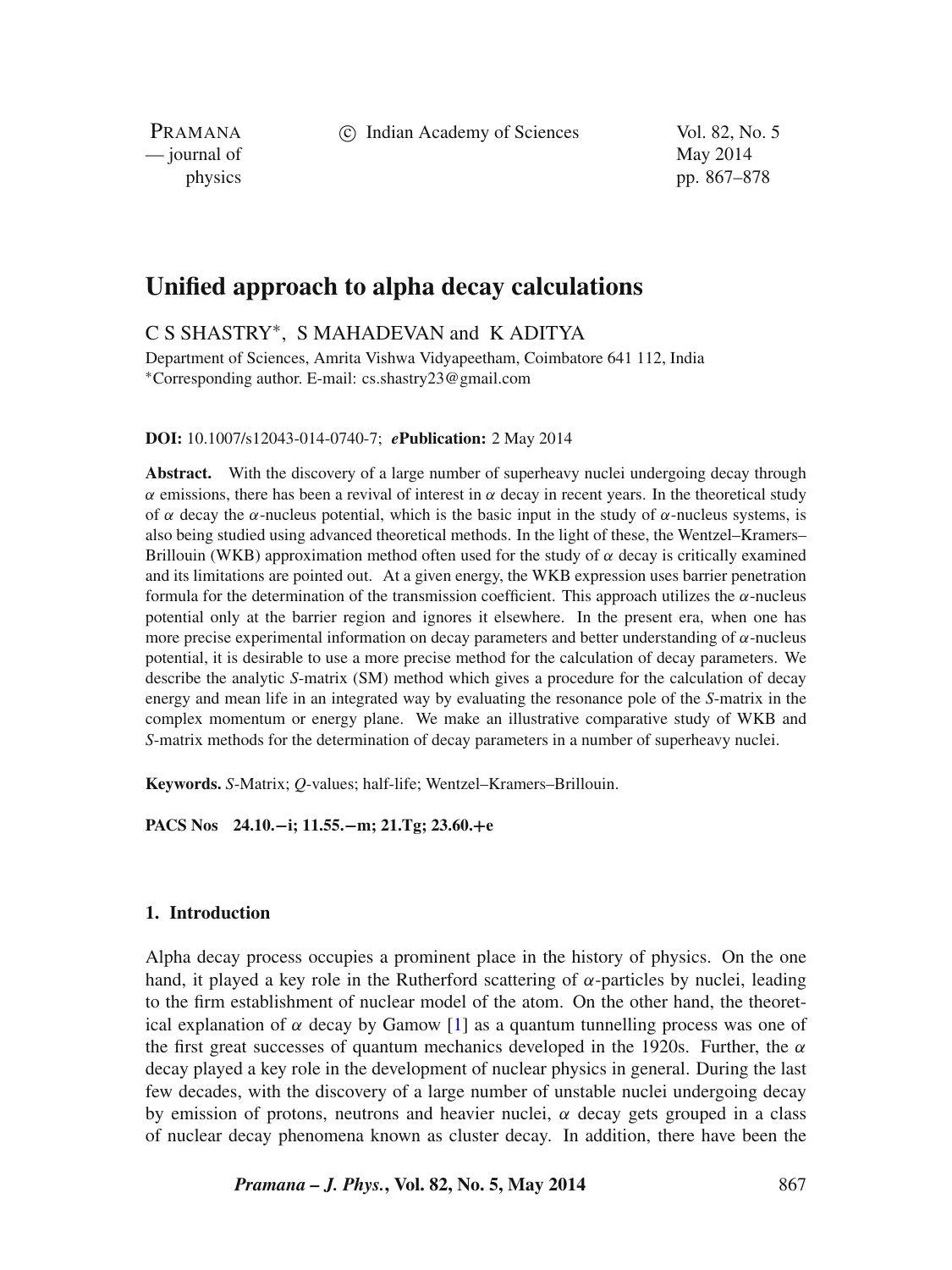# Unified approach to alpha decay calculations

C S SHASTRY*, S MAHADEVAN and K ADITYA

Department of Sciences, Amrita Vishwa Vidyapeetham, Coimbatore 641 112, India

*Corresponding author. E-mail: cs.shastry23@gmail.com

**DOI:** 10.1007/s12043-014-0740-7; ***e*Publication:** 2 May 2014

**Abstract.** With the discovery of a large number of superheavy nuclei undergoing decay through $\alpha$ emissions, there has been a revival of interest in $\alpha$ decay in recent years. In the theoretical study of $\alpha$ decay the $\alpha$-nucleus potential, which is the basic input in the study of $\alpha$-nucleus systems, is also being studied using advanced theoretical methods. In the light of these, the Wentzel–Kramers–Brillouin (WKB) approximation method often used for the study of $\alpha$ decay is critically examined and its limitations are pointed out. At a given energy, the WKB expression uses barrier penetration formula for the determination of the transmission coefficient. This approach utilizes the $\alpha$-nucleus potential only at the barrier region and ignores it elsewhere. In the present era, when one has more precise experimental information on decay parameters and better understanding of $\alpha$-nucleus potential, it is desirable to use a more precise method for the calculation of decay parameters. We describe the analytic *S*-matrix (SM) method which gives a procedure for the calculation of decay energy and mean life in an integrated way by evaluating the resonance pole of the *S*-matrix in the complex momentum or energy plane. We make an illustrative comparative study of WKB and *S*-matrix methods for the determination of decay parameters in a number of superheavy nuclei.

**Keywords.** *S*-Matrix; *Q*-values; half-life; Wentzel–Kramers–Brillouin.

**PACS Nos** 24.10.−i; 11.55.−m; 21.Tg; 23.60.+e

## 1. Introduction

Alpha decay process occupies a prominent place in the history of physics. On the one hand, it played a key role in the Rutherford scattering of $\alpha$-particles by nuclei, leading to the firm establishment of nuclear model of the atom. On the other hand, the theoretical explanation of $\alpha$ decay by Gamow [1] as a quantum tunnelling process was one of the first great successes of quantum mechanics developed in the 1920s. Further, the $\alpha$ decay played a key role in the development of nuclear physics in general. During the last few decades, with the discovery of a large number of unstable nuclei undergoing decay by emission of protons, neutrons and heavier nuclei, $\alpha$ decay gets grouped in a class of nuclear decay phenomena known as cluster decay. In addition, there have been the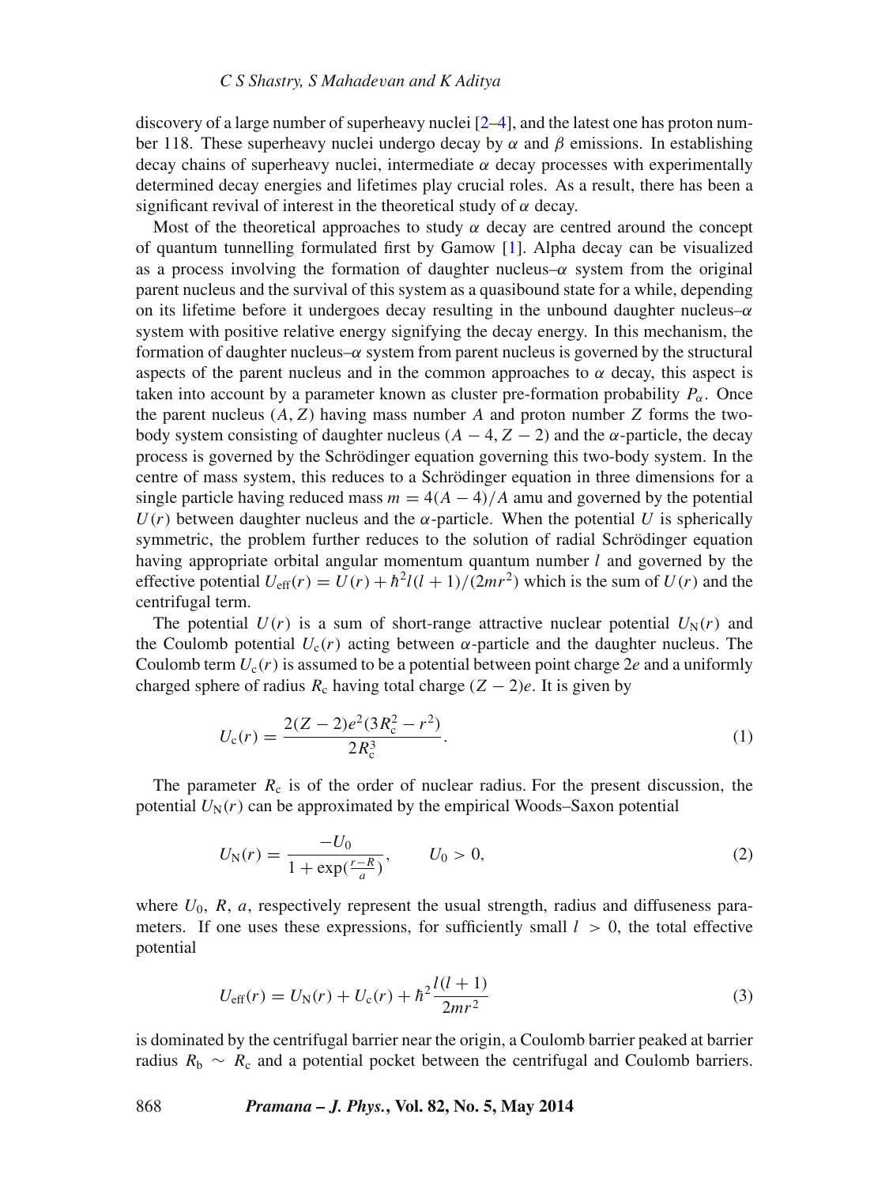discovery of a large number of superheavy nuclei [2–4], and the latest one has proton number 118. These superheavy nuclei undergo decay by $\alpha$ and $\beta$ emissions. In establishing decay chains of superheavy nuclei, intermediate $\alpha$ decay processes with experimentally determined decay energies and lifetimes play crucial roles. As a result, there has been a significant revival of interest in the theoretical study of $\alpha$ decay.

Most of the theoretical approaches to study $\alpha$ decay are centred around the concept of quantum tunnelling formulated first by Gamow [1]. Alpha decay can be visualized as a process involving the formation of daughter nucleus–$\alpha$ system from the original parent nucleus and the survival of this system as a quasibound state for a while, depending on its lifetime before it undergoes decay resulting in the unbound daughter nucleus–$\alpha$ system with positive relative energy signifying the decay energy. In this mechanism, the formation of daughter nucleus–$\alpha$ system from parent nucleus is governed by the structural aspects of the parent nucleus and in the common approaches to $\alpha$ decay, this aspect is taken into account by a parameter known as cluster pre-formation probability $P_\alpha$. Once the parent nucleus $(A, Z)$ having mass number $A$ and proton number $Z$ forms the two-body system consisting of daughter nucleus $(A-4, Z-2)$ and the $\alpha$-particle, the decay process is governed by the Schrödinger equation governing this two-body system. In the centre of mass system, this reduces to a Schrödinger equation in three dimensions for a single particle having reduced mass $m = 4(A-4)/A$ amu and governed by the potential $U(r)$ between daughter nucleus and the $\alpha$-particle. When the potential $U$ is spherically symmetric, the problem further reduces to the solution of radial Schrödinger equation having appropriate orbital angular momentum quantum number $l$ and governed by the effective potential $U_{\text{eff}}(r) = U(r) + \hbar^2 l(l+1)/(2mr^2)$ which is the sum of $U(r)$ and the centrifugal term.

The potential $U(r)$ is a sum of short-range attractive nuclear potential $U_{\text{N}}(r)$ and the Coulomb potential $U_{\text{c}}(r)$ acting between $\alpha$-particle and the daughter nucleus. The Coulomb term $U_{\text{c}}(r)$ is assumed to be a potential between point charge $2e$ and a uniformly charged sphere of radius $R_{\text{c}}$ having total charge $(Z-2)e$. It is given by

$$U_{\text{c}}(r) = \frac{2(Z-2)e^2(3R_{\text{c}}^2 - r^2)}{2R_{\text{c}}^3}. \tag{1}$$

The parameter $R_{\text{c}}$ is of the order of nuclear radius. For the present discussion, the potential $U_{\text{N}}(r)$ can be approximated by the empirical Woods–Saxon potential

$$U_{\text{N}}(r) = \frac{-U_0}{1 + \exp(\frac{r-R}{a})}, \qquad U_0 > 0, \tag{2}$$

where $U_0$, $R$, $a$, respectively represent the usual strength, radius and diffuseness parameters. If one uses these expressions, for sufficiently small $l > 0$, the total effective potential

$$U_{\text{eff}}(r) = U_{\text{N}}(r) + U_{\text{c}}(r) + \hbar^2 \frac{l(l+1)}{2mr^2} \tag{3}$$

is dominated by the centrifugal barrier near the origin, a Coulomb barrier peaked at barrier radius $R_{\text{b}} \sim R_{\text{c}}$ and a potential pocket between the centrifugal and Coulomb barriers.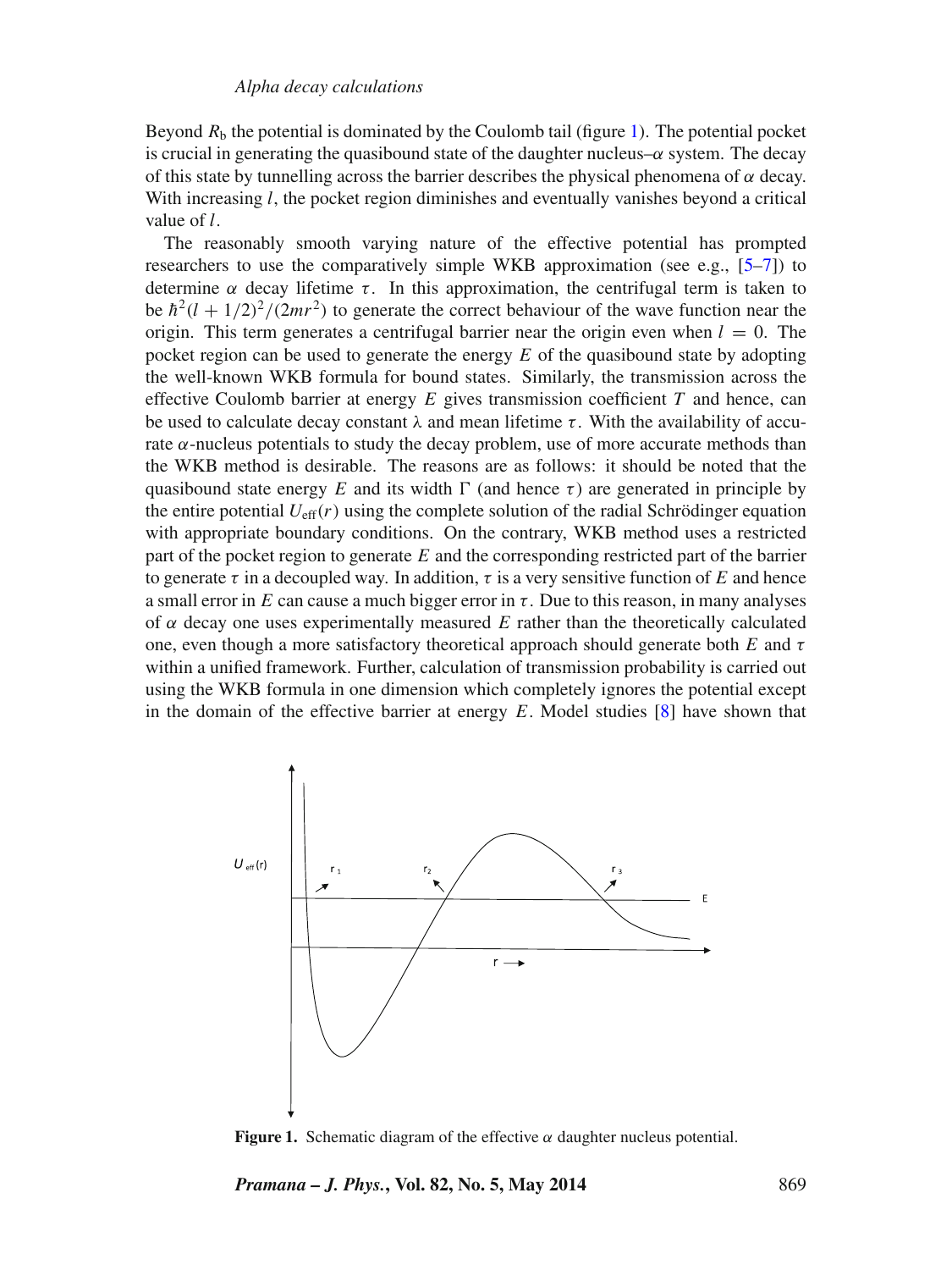Beyond $R_b$ the potential is dominated by the Coulomb tail (figure 1). The potential pocket is crucial in generating the quasibound state of the daughter nucleus–$\alpha$ system. The decay of this state by tunnelling across the barrier describes the physical phenomena of $\alpha$ decay. With increasing $l$, the pocket region diminishes and eventually vanishes beyond a critical value of $l$.

The reasonably smooth varying nature of the effective potential has prompted researchers to use the comparatively simple WKB approximation (see e.g., [5–7]) to determine $\alpha$ decay lifetime $\tau$. In this approximation, the centrifugal term is taken to be $\hbar^2(l + 1/2)^2/(2mr^2)$ to generate the correct behaviour of the wave function near the origin. This term generates a centrifugal barrier near the origin even when $l = 0$. The pocket region can be used to generate the energy $E$ of the quasibound state by adopting the well-known WKB formula for bound states. Similarly, the transmission across the effective Coulomb barrier at energy $E$ gives transmission coefficient $T$ and hence, can be used to calculate decay constant $\lambda$ and mean lifetime $\tau$. With the availability of accurate $\alpha$-nucleus potentials to study the decay problem, use of more accurate methods than the WKB method is desirable. The reasons are as follows: it should be noted that the quasibound state energy $E$ and its width $\Gamma$ (and hence $\tau$) are generated in principle by the entire potential $U_{\text{eff}}(r)$ using the complete solution of the radial Schrödinger equation with appropriate boundary conditions. On the contrary, WKB method uses a restricted part of the pocket region to generate $E$ and the corresponding restricted part of the barrier to generate $\tau$ in a decoupled way. In addition, $\tau$ is a very sensitive function of $E$ and hence a small error in $E$ can cause a much bigger error in $\tau$. Due to this reason, in many analyses of $\alpha$ decay one uses experimentally measured $E$ rather than the theoretically calculated one, even though a more satisfactory theoretical approach should generate both $E$ and $\tau$ within a unified framework. Further, calculation of transmission probability is carried out using the WKB formula in one dimension which completely ignores the potential except in the domain of the effective barrier at energy $E$. Model studies [8] have shown that

**Figure 1.** Schematic diagram of the effective $\alpha$ daughter nucleus potential.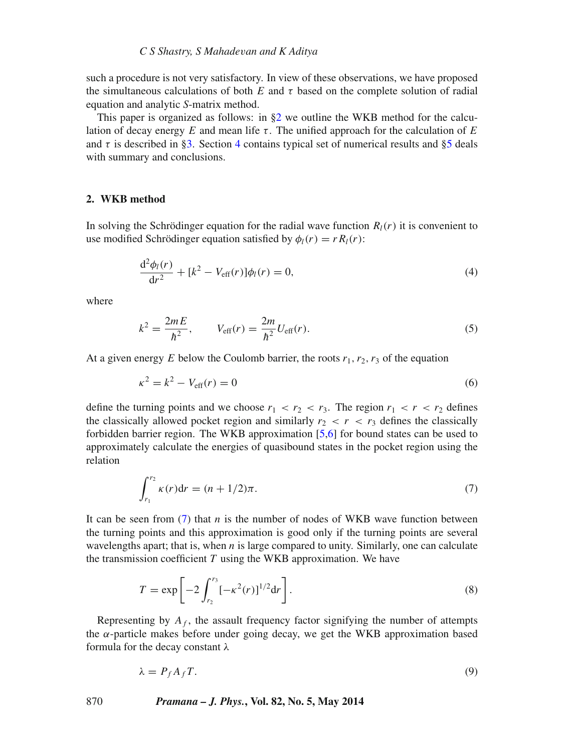such a procedure is not very satisfactory. In view of these observations, we have proposed the simultaneous calculations of both $E$ and $\tau$ based on the complete solution of radial equation and analytic *S*-matrix method.

This paper is organized as follows: in §2 we outline the WKB method for the calculation of decay energy $E$ and mean life $\tau$. The unified approach for the calculation of $E$ and $\tau$ is described in §3. Section 4 contains typical set of numerical results and §5 deals with summary and conclusions.

## 2. WKB method

In solving the Schrödinger equation for the radial wave function $R_l(r)$ it is convenient to use modified Schrödinger equation satisfied by $\phi_l(r) = rR_l(r)$:

$$\frac{\mathrm{d}^2\phi_l(r)}{\mathrm{d}r^2} + [k^2 - V_{\text{eff}}(r)]\phi_l(r) = 0, \tag{4}$$

where

$$k^2 = \frac{2mE}{\hbar^2}, \qquad V_{\text{eff}}(r) = \frac{2m}{\hbar^2}U_{\text{eff}}(r). \tag{5}$$

At a given energy $E$ below the Coulomb barrier, the roots $r_1, r_2, r_3$ of the equation

$$\kappa^2 = k^2 - V_{\text{eff}}(r) = 0 \tag{6}$$

define the turning points and we choose $r_1 < r_2 < r_3$. The region $r_1 < r < r_2$ defines the classically allowed pocket region and similarly $r_2 < r < r_3$ defines the classically forbidden barrier region. The WKB approximation [5,6] for bound states can be used to approximately calculate the energies of quasibound states in the pocket region using the relation

$$\int_{r_1}^{r_2} \kappa(r)\mathrm{d}r = (n + 1/2)\pi. \tag{7}$$

It can be seen from (7) that $n$ is the number of nodes of WKB wave function between the turning points and this approximation is good only if the turning points are several wavelengths apart; that is, when $n$ is large compared to unity. Similarly, one can calculate the transmission coefficient $T$ using the WKB approximation. We have

$$T = \exp\left[-2\int_{r_2}^{r_3} [-\kappa^2(r)]^{1/2}\mathrm{d}r\right]. \tag{8}$$

Representing by $A_f$, the assault frequency factor signifying the number of attempts the $\alpha$-particle makes before under going decay, we get the WKB approximation based formula for the decay constant $\lambda$

$$\lambda = P_f A_f T. \tag{9}$$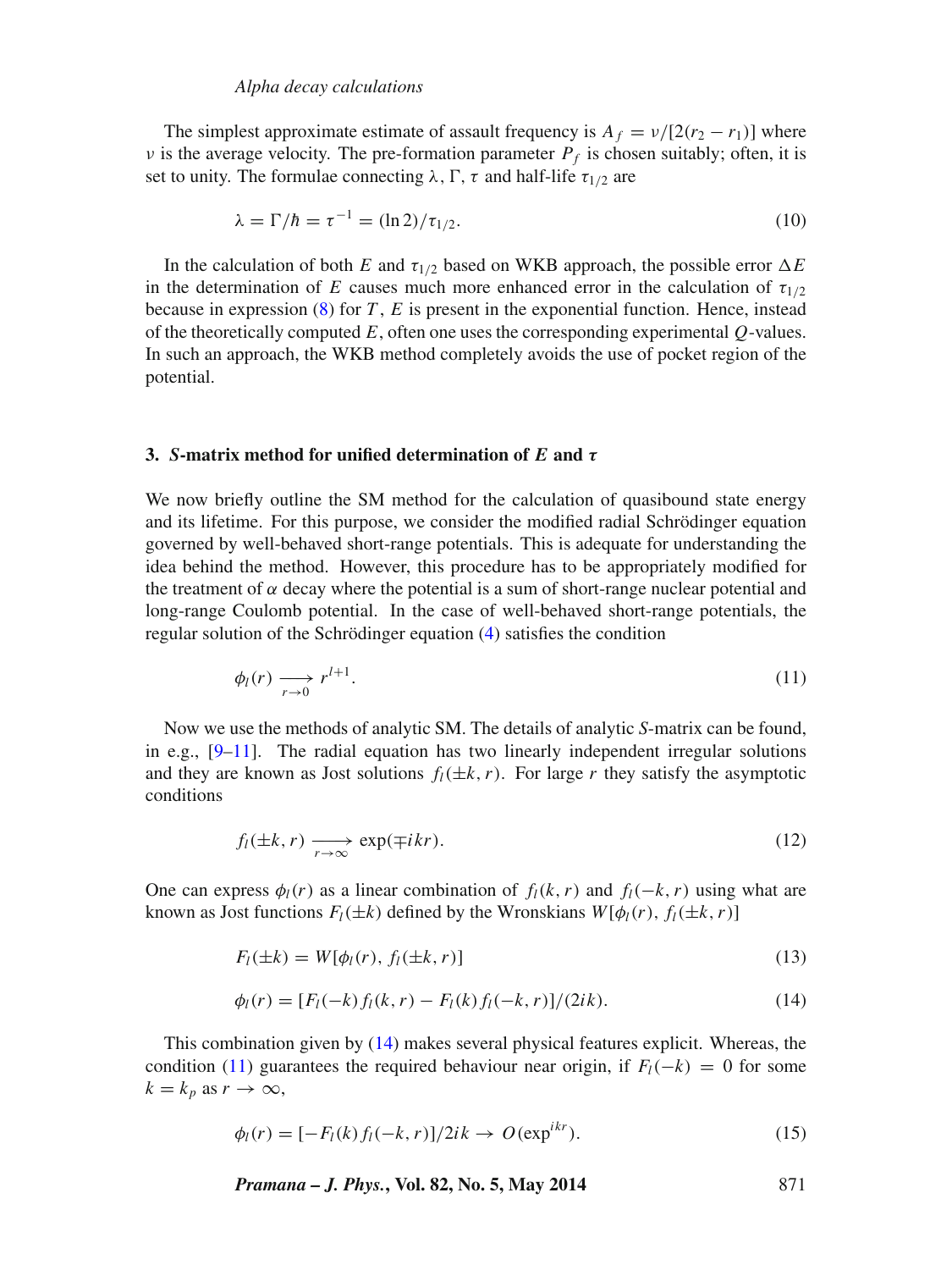The simplest approximate estimate of assault frequency is $A_f = v/[2(r_2 - r_1)]$ where $v$ is the average velocity. The pre-formation parameter $P_f$ is chosen suitably; often, it is set to unity. The formulae connecting $\lambda$, $\Gamma$, $\tau$ and half-life $\tau_{1/2}$ are

$$\lambda = \Gamma/\hbar = \tau^{-1} = (\ln 2)/\tau_{1/2}. \tag{10}$$

In the calculation of both $E$ and $\tau_{1/2}$ based on WKB approach, the possible error $\Delta E$ in the determination of $E$ causes much more enhanced error in the calculation of $\tau_{1/2}$ because in expression (8) for $T$, $E$ is present in the exponential function. Hence, instead of the theoretically computed $E$, often one uses the corresponding experimental $Q$-values. In such an approach, the WKB method completely avoids the use of pocket region of the potential.

### 3. *S*-matrix method for unified determination of $E$ and $\tau$

We now briefly outline the SM method for the calculation of quasibound state energy and its lifetime. For this purpose, we consider the modified radial Schrödinger equation governed by well-behaved short-range potentials. This is adequate for understanding the idea behind the method. However, this procedure has to be appropriately modified for the treatment of $\alpha$ decay where the potential is a sum of short-range nuclear potential and long-range Coulomb potential. In the case of well-behaved short-range potentials, the regular solution of the Schrödinger equation (4) satisfies the condition

$$\phi_l(r) \underset{r \to 0}{\longrightarrow} r^{l+1}. \tag{11}$$

Now we use the methods of analytic SM. The details of analytic *S*-matrix can be found, in e.g., [9–11]. The radial equation has two linearly independent irregular solutions and they are known as Jost solutions $f_l(\pm k, r)$. For large $r$ they satisfy the asymptotic conditions

$$f_l(\pm k, r) \underset{r \to \infty}{\longrightarrow} \exp(\mp ikr). \tag{12}$$

One can express $\phi_l(r)$ as a linear combination of $f_l(k, r)$ and $f_l(-k, r)$ using what are known as Jost functions $F_l(\pm k)$ defined by the Wronskians $W[\phi_l(r), f_l(\pm k, r)]$

$$F_l(\pm k) = W[\phi_l(r), f_l(\pm k, r)] \tag{13}$$

$$\phi_l(r) = [F_l(-k) f_l(k, r) - F_l(k) f_l(-k, r)]/(2ik). \tag{14}$$

This combination given by (14) makes several physical features explicit. Whereas, the condition (11) guarantees the required behaviour near origin, if $F_l(-k) = 0$ for some $k = k_p$ as $r \to \infty$,

$$\phi_l(r) = [-F_l(k) f_l(-k, r)]/2ik \to O(\exp^{ikr}). \tag{15}$$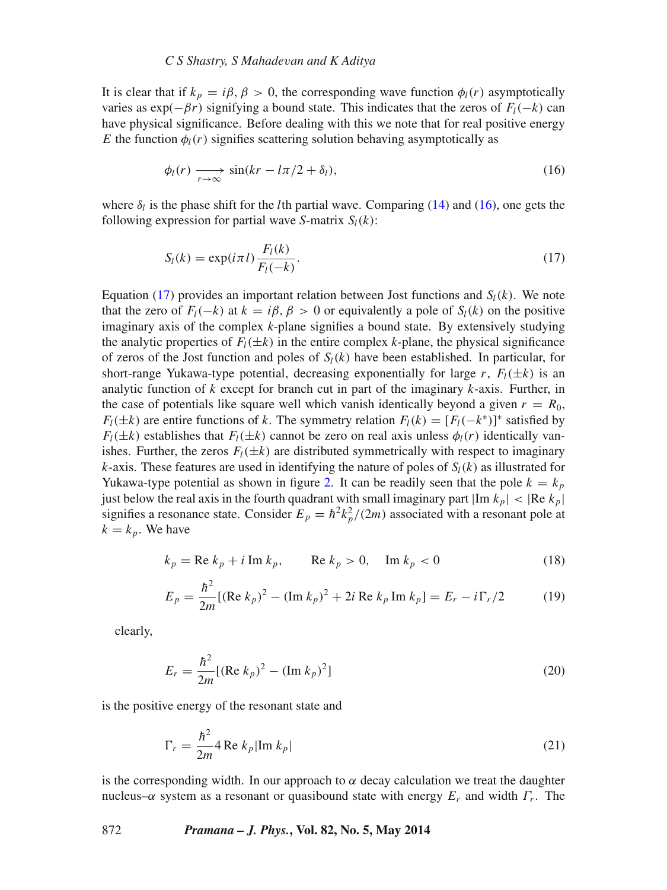It is clear that if $k_p = i\beta$, $\beta > 0$, the corresponding wave function $\phi_l(r)$ asymptotically varies as $\exp(-\beta r)$ signifying a bound state. This indicates that the zeros of $F_l(-k)$ can have physical significance. Before dealing with this we note that for real positive energy $E$ the function $\phi_l(r)$ signifies scattering solution behaving asymptotically as

$$\phi_l(r) \xrightarrow[r\to\infty]{} \sin(kr - l\pi/2 + \delta_l), \tag{16}$$

where $\delta_l$ is the phase shift for the $l$th partial wave. Comparing (14) and (16), one gets the following expression for partial wave $S$-matrix $S_l(k)$:

$$S_l(k) = \exp(i\pi l)\frac{F_l(k)}{F_l(-k)}. \tag{17}$$

Equation (17) provides an important relation between Jost functions and $S_l(k)$. We note that the zero of $F_l(-k)$ at $k = i\beta$, $\beta > 0$ or equivalently a pole of $S_l(k)$ on the positive imaginary axis of the complex $k$-plane signifies a bound state. By extensively studying the analytic properties of $F_l(\pm k)$ in the entire complex $k$-plane, the physical significance of zeros of the Jost function and poles of $S_l(k)$ have been established. In particular, for short-range Yukawa-type potential, decreasing exponentially for large $r$, $F_l(\pm k)$ is an analytic function of $k$ except for branch cut in part of the imaginary $k$-axis. Further, in the case of potentials like square well which vanish identically beyond a given $r = R_0$, $F_l(\pm k)$ are entire functions of $k$. The symmetry relation $F_l(k) = [F_l(-k^*)]^*$ satisfied by $F_l(\pm k)$ establishes that $F_l(\pm k)$ cannot be zero on real axis unless $\phi_l(r)$ identically vanishes. Further, the zeros $F_l(\pm k)$ are distributed symmetrically with respect to imaginary $k$-axis. These features are used in identifying the nature of poles of $S_l(k)$ as illustrated for Yukawa-type potential as shown in figure 2. It can be readily seen that the pole $k = k_p$ just below the real axis in the fourth quadrant with small imaginary part $|\text{Im } k_p| < |\text{Re } k_p|$ signifies a resonance state. Consider $E_p = \hbar^2 k_p^2/(2m)$ associated with a resonant pole at $k = k_p$. We have

$$k_p = \text{Re } k_p + i \text{ Im } k_p, \qquad \text{Re } k_p > 0, \quad \text{Im } k_p < 0 \tag{18}$$

$$E_p = \frac{\hbar^2}{2m}[(\text{Re } k_p)^2 - (\text{Im } k_p)^2 + 2i \text{ Re } k_p \text{ Im } k_p] = E_r - i\Gamma_r/2 \tag{19}$$

clearly,

$$E_r = \frac{\hbar^2}{2m}[(\text{Re } k_p)^2 - (\text{Im } k_p)^2] \tag{20}$$

is the positive energy of the resonant state and

$$\Gamma_r = \frac{\hbar^2}{2m} 4 \text{ Re } k_p |\text{Im } k_p| \tag{21}$$

is the corresponding width. In our approach to $\alpha$ decay calculation we treat the daughter nucleus–$\alpha$ system as a resonant or quasibound state with energy $E_r$ and width $\Gamma_r$. The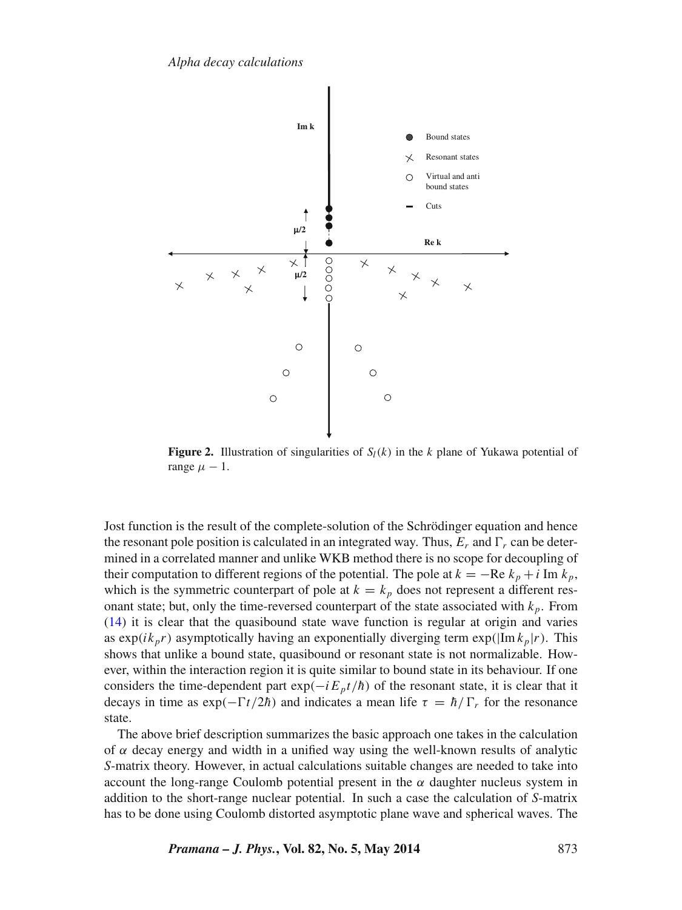**Figure 2.** Illustration of singularities of $S_l(k)$ in the $k$ plane of Yukawa potential of range $\mu - 1$.

Jost function is the result of the complete-solution of the Schrödinger equation and hence the resonant pole position is calculated in an integrated way. Thus, $E_r$ and $\Gamma_r$ can be determined in a correlated manner and unlike WKB method there is no scope for decoupling of their computation to different regions of the potential. The pole at $k = -\text{Re}\ k_p + i\ \text{Im}\ k_p$, which is the symmetric counterpart of pole at $k = k_p$ does not represent a different resonant state; but, only the time-reversed counterpart of the state associated with $k_p$. From (14) it is clear that the quasibound state wave function is regular at origin and varies as $\exp(ik_p r)$ asymptotically having an exponentially diverging term $\exp(|\text{Im}\ k_p|r)$. This shows that unlike a bound state, quasibound or resonant state is not normalizable. However, within the interaction region it is quite similar to bound state in its behaviour. If one considers the time-dependent part $\exp(-iE_p t/\hbar)$ of the resonant state, it is clear that it decays in time as $\exp(-\Gamma t/2\hbar)$ and indicates a mean life $\tau = \hbar/\Gamma_r$ for the resonance state.

The above brief description summarizes the basic approach one takes in the calculation of $\alpha$ decay energy and width in a unified way using the well-known results of analytic $S$-matrix theory. However, in actual calculations suitable changes are needed to take into account the long-range Coulomb potential present in the $\alpha$ daughter nucleus system in addition to the short-range nuclear potential. In such a case the calculation of $S$-matrix has to be done using Coulomb distorted asymptotic plane wave and spherical waves. The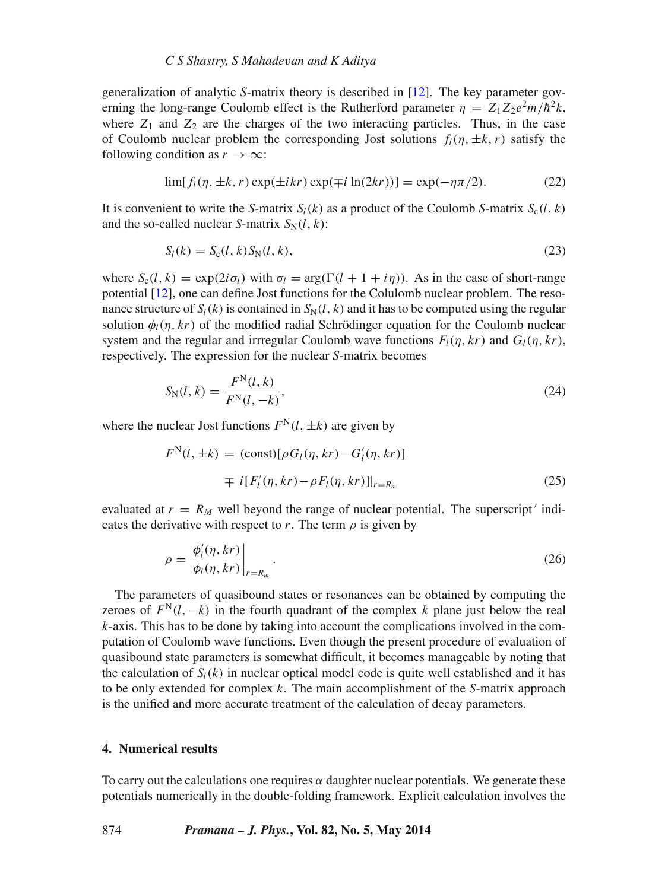generalization of analytic $S$-matrix theory is described in [12]. The key parameter governing the long-range Coulomb effect is the Rutherford parameter $\eta = Z_1 Z_2 e^2 m/\hbar^2 k$, where $Z_1$ and $Z_2$ are the charges of the two interacting particles. Thus, in the case of Coulomb nuclear problem the corresponding Jost solutions $f_l(\eta, \pm k, r)$ satisfy the following condition as $r \to \infty$:

$$\lim[f_l(\eta, \pm k, r)\exp(\pm ikr)\exp(\mp i\ln(2kr))] = \exp(-\eta\pi/2). \tag{22}$$

It is convenient to write the $S$-matrix $S_l(k)$ as a product of the Coulomb $S$-matrix $S_c(l, k)$ and the so-called nuclear $S$-matrix $S_N(l, k)$:

$$S_l(k) = S_c(l, k) S_N(l, k), \tag{23}$$

where $S_c(l, k) = \exp(2i\sigma_l)$ with $\sigma_l = \arg(\Gamma(l + 1 + i\eta))$. As in the case of short-range potential [12], one can define Jost functions for the Colulomb nuclear problem. The resonance structure of $S_l(k)$ is contained in $S_N(l, k)$ and it has to be computed using the regular solution $\phi_l(\eta, kr)$ of the modified radial Schrödinger equation for the Coulomb nuclear system and the regular and irrregular Coulomb wave functions $F_l(\eta, kr)$ and $G_l(\eta, kr)$, respectively. The expression for the nuclear $S$-matrix becomes

$$S_N(l, k) = \frac{F^N(l, k)}{F^N(l, -k)}, \tag{24}$$

where the nuclear Jost functions $F^N(l, \pm k)$ are given by

$$\begin{aligned} F^N(l, \pm k) &= (\text{const})[\rho G_l(\eta, kr) - G_l'(\eta, kr)] \\ &\quad \mp i[F_l'(\eta, kr) - \rho F_l(\eta, kr)]|_{r=R_m} \end{aligned} \tag{25}$$

evaluated at $r = R_M$ well beyond the range of nuclear potential. The superscript $'$ indicates the derivative with respect to $r$. The term $\rho$ is given by

$$\rho = \left.\frac{\phi_l'(\eta, kr)}{\phi_l(\eta, kr)}\right|_{r=R_m}. \tag{26}$$

The parameters of quasibound states or resonances can be obtained by computing the zeroes of $F^N(l, -k)$ in the fourth quadrant of the complex $k$ plane just below the real $k$-axis. This has to be done by taking into account the complications involved in the computation of Coulomb wave functions. Even though the present procedure of evaluation of quasibound state parameters is somewhat difficult, it becomes manageable by noting that the calculation of $S_l(k)$ in nuclear optical model code is quite well established and it has to be only extended for complex $k$. The main accomplishment of the $S$-matrix approach is the unified and more accurate treatment of the calculation of decay parameters.

## 4. Numerical results

To carry out the calculations one requires $\alpha$ daughter nuclear potentials. We generate these potentials numerically in the double-folding framework. Explicit calculation involves the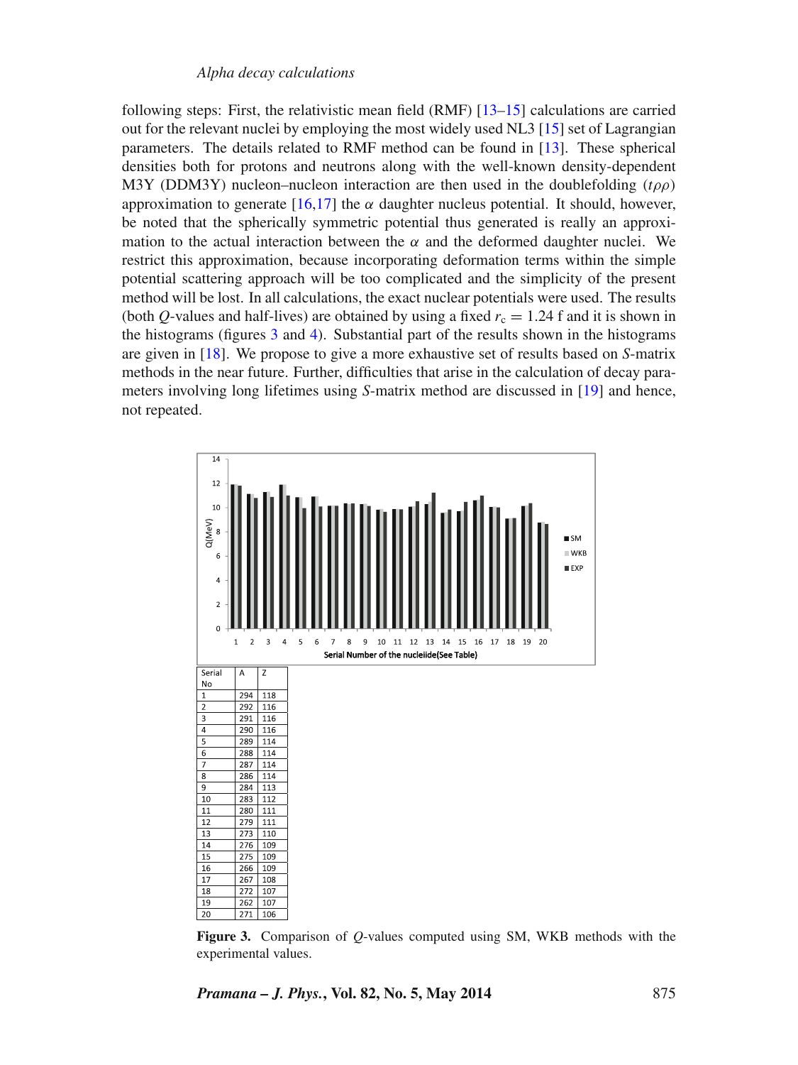following steps: First, the relativistic mean field (RMF) [13–15] calculations are carried out for the relevant nuclei by employing the most widely used NL3 [15] set of Lagrangian parameters. The details related to RMF method can be found in [13]. These spherical densities both for protons and neutrons along with the well-known density-dependent M3Y (DDM3Y) nucleon–nucleon interaction are then used in the doublefolding ($t\rho\rho$) approximation to generate [16,17] the $\alpha$ daughter nucleus potential. It should, however, be noted that the spherically symmetric potential thus generated is really an approximation to the actual interaction between the $\alpha$ and the deformed daughter nuclei. We restrict this approximation, because incorporating deformation terms within the simple potential scattering approach will be too complicated and the simplicity of the present method will be lost. In all calculations, the exact nuclear potentials were used. The results (both $Q$-values and half-lives) are obtained by using a fixed $r_c = 1.24$ f and it is shown in the histograms (figures 3 and 4). Substantial part of the results shown in the histograms are given in [18]. We propose to give a more exhaustive set of results based on $S$-matrix methods in the near future. Further, difficulties that arise in the calculation of decay parameters involving long lifetimes using $S$-matrix method are discussed in [19] and hence, not repeated.

| Serial No | A | Z |
|---|---|---|
| 1 | 294 | 118 |
| 2 | 292 | 116 |
| 3 | 291 | 116 |
| 4 | 290 | 116 |
| 5 | 289 | 114 |
| 6 | 288 | 114 |
| 7 | 287 | 114 |
| 8 | 286 | 114 |
| 9 | 284 | 113 |
| 10 | 283 | 112 |
| 11 | 280 | 111 |
| 12 | 279 | 111 |
| 13 | 273 | 110 |
| 14 | 276 | 109 |
| 15 | 275 | 109 |
| 16 | 266 | 109 |
| 17 | 267 | 108 |
| 18 | 272 | 107 |
| 19 | 262 | 107 |
| 20 | 271 | 106 |

**Figure 3.** Comparison of $Q$-values computed using SM, WKB methods with the experimental values.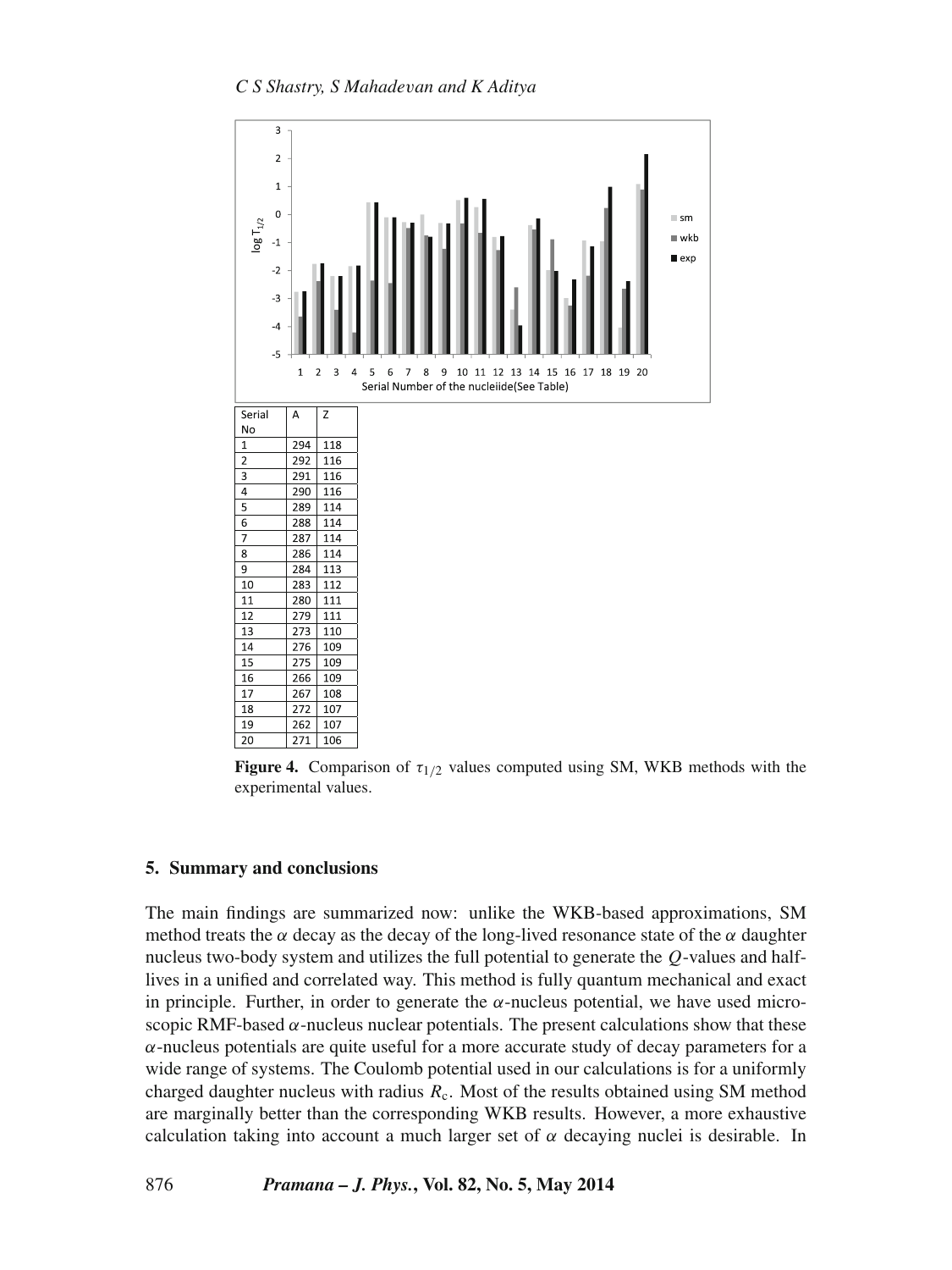| Serial No | A | Z |
|---|---|---|
| 1 | 294 | 118 |
| 2 | 292 | 116 |
| 3 | 291 | 116 |
| 4 | 290 | 116 |
| 5 | 289 | 114 |
| 6 | 288 | 114 |
| 7 | 287 | 114 |
| 8 | 286 | 114 |
| 9 | 284 | 113 |
| 10 | 283 | 112 |
| 11 | 280 | 111 |
| 12 | 279 | 111 |
| 13 | 273 | 110 |
| 14 | 276 | 109 |
| 15 | 275 | 109 |
| 16 | 266 | 109 |
| 17 | 267 | 108 |
| 18 | 272 | 107 |
| 19 | 262 | 107 |
| 20 | 271 | 106 |

**Figure 4.** Comparison of $\tau_{1/2}$ values computed using SM, WKB methods with the experimental values.

## 5. Summary and conclusions

The main findings are summarized now: unlike the WKB-based approximations, SM method treats the $\alpha$ decay as the decay of the long-lived resonance state of the $\alpha$ daughter nucleus two-body system and utilizes the full potential to generate the $Q$-values and half-lives in a unified and correlated way. This method is fully quantum mechanical and exact in principle. Further, in order to generate the $\alpha$-nucleus potential, we have used microscopic RMF-based $\alpha$-nucleus nuclear potentials. The present calculations show that these $\alpha$-nucleus potentials are quite useful for a more accurate study of decay parameters for a wide range of systems. The Coulomb potential used in our calculations is for a uniformly charged daughter nucleus with radius $R_c$. Most of the results obtained using SM method are marginally better than the corresponding WKB results. However, a more exhaustive calculation taking into account a much larger set of $\alpha$ decaying nuclei is desirable. In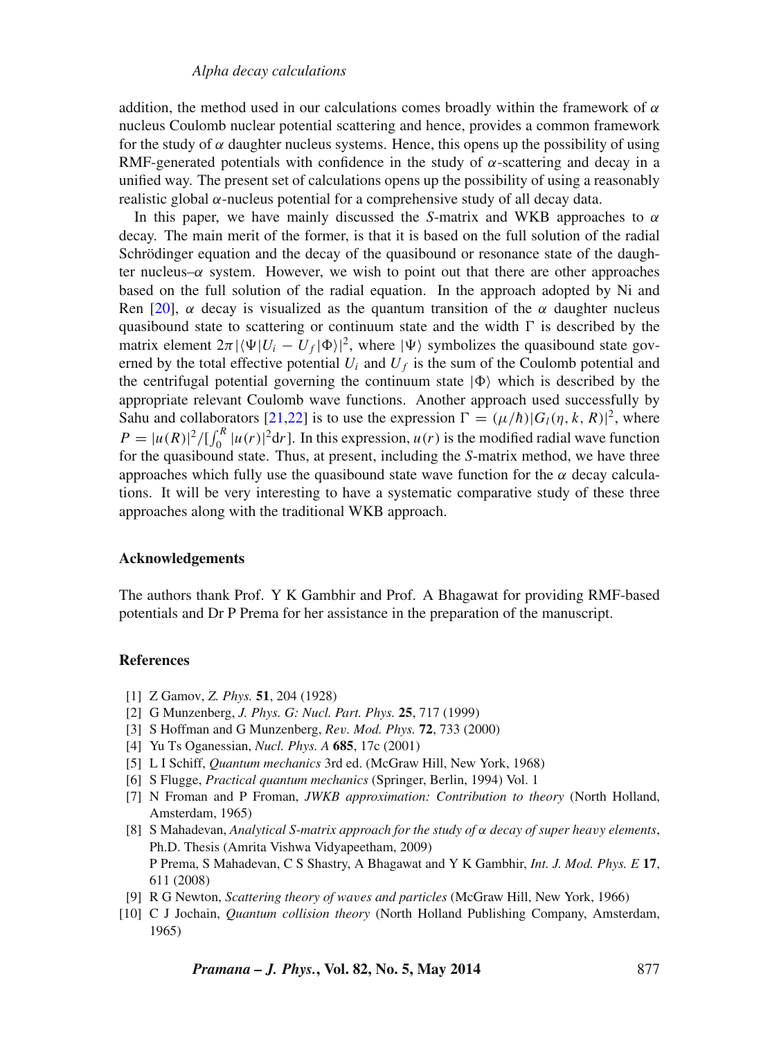addition, the method used in our calculations comes broadly within the framework of $\alpha$ nucleus Coulomb nuclear potential scattering and hence, provides a common framework for the study of $\alpha$ daughter nucleus systems. Hence, this opens up the possibility of using RMF-generated potentials with confidence in the study of $\alpha$-scattering and decay in a unified way. The present set of calculations opens up the possibility of using a reasonably realistic global $\alpha$-nucleus potential for a comprehensive study of all decay data.

In this paper, we have mainly discussed the *S*-matrix and WKB approaches to $\alpha$ decay. The main merit of the former, is that it is based on the full solution of the radial Schrödinger equation and the decay of the quasibound or resonance state of the daughter nucleus–$\alpha$ system. However, we wish to point out that there are other approaches based on the full solution of the radial equation. In the approach adopted by Ni and Ren [20], $\alpha$ decay is visualized as the quantum transition of the $\alpha$ daughter nucleus quasibound state to scattering or continuum state and the width $\Gamma$ is described by the matrix element $2\pi|\langle\Psi|U_i - U_f|\Phi\rangle|^2$, where $|\Psi\rangle$ symbolizes the quasibound state governed by the total effective potential $U_i$ and $U_f$ is the sum of the Coulomb potential and the centrifugal potential governing the continuum state $|\Phi\rangle$ which is described by the appropriate relevant Coulomb wave functions. Another approach used successfully by Sahu and collaborators [21,22] is to use the expression $\Gamma = (\mu/\hbar)|G_l(\eta, k, R)|^2$, where $P = |u(R)|^2/[\int_0^R |u(r)|^2 \mathrm{d}r]$. In this expression, $u(r)$ is the modified radial wave function for the quasibound state. Thus, at present, including the *S*-matrix method, we have three approaches which fully use the quasibound state wave function for the $\alpha$ decay calculations. It will be very interesting to have a systematic comparative study of these three approaches along with the traditional WKB approach.

## Acknowledgements

The authors thank Prof. Y K Gambhir and Prof. A Bhagawat for providing RMF-based potentials and Dr P Prema for her assistance in the preparation of the manuscript.

## References

[1] Z Gamov, *Z. Phys.* **51**, 204 (1928)

[2] G Munzenberg, *J. Phys. G: Nucl. Part. Phys.* **25**, 717 (1999)

[3] S Hoffman and G Munzenberg, *Rev. Mod. Phys.* **72**, 733 (2000)

[4] Yu Ts Oganessian, *Nucl. Phys. A* **685**, 17c (2001)

[5] L I Schiff, *Quantum mechanics* 3rd ed. (McGraw Hill, New York, 1968)

[6] S Flugge, *Practical quantum mechanics* (Springer, Berlin, 1994) Vol. 1

[7] N Froman and P Froman, *JWKB approximation: Contribution to theory* (North Holland, Amsterdam, 1965)

[8] S Mahadevan, *Analytical S-matrix approach for the study of $\alpha$ decay of super heavy elements*, Ph.D. Thesis (Amrita Vishwa Vidyapeetham, 2009)
P Prema, S Mahadevan, C S Shastry, A Bhagawat and Y K Gambhir, *Int. J. Mod. Phys. E* **17**, 611 (2008)

[9] R G Newton, *Scattering theory of waves and particles* (McGraw Hill, New York, 1966)

[10] C J Jochain, *Quantum collision theory* (North Holland Publishing Company, Amsterdam, 1965)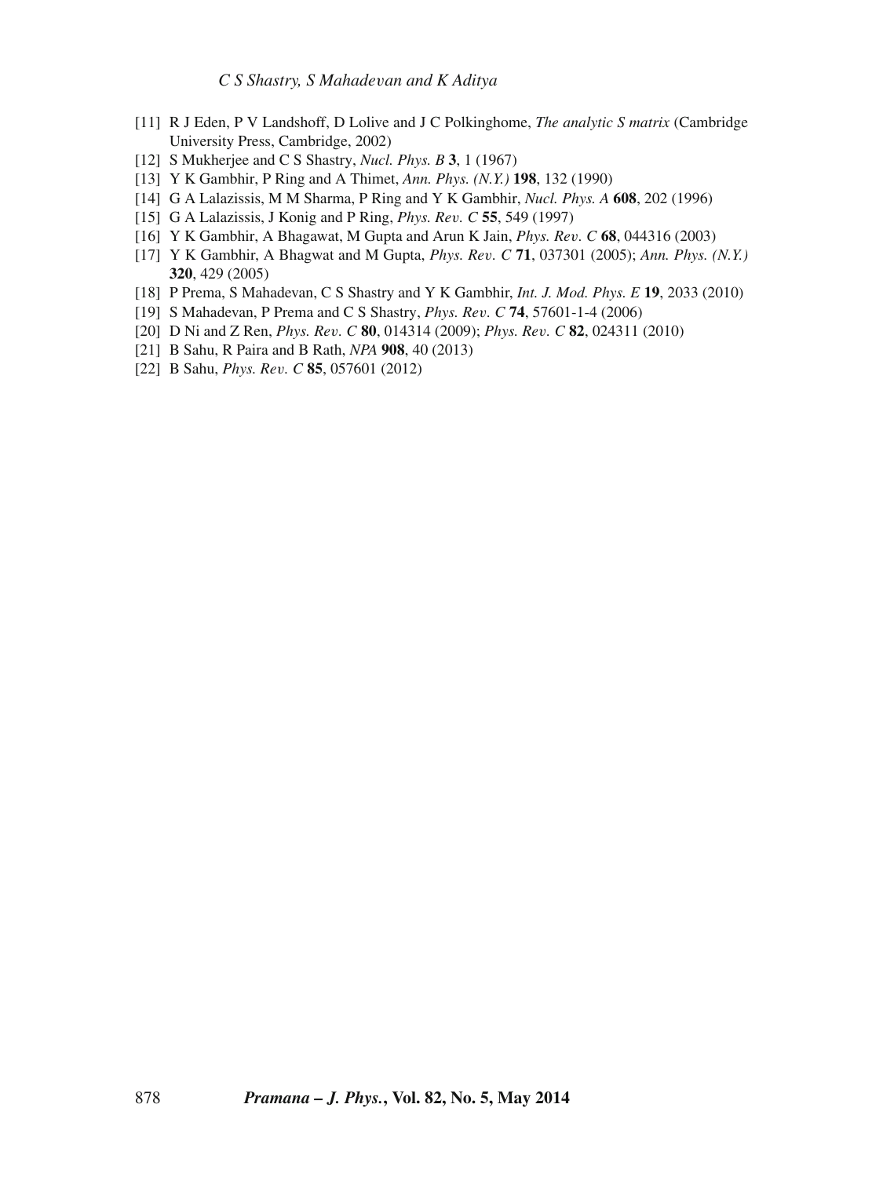[11] R J Eden, P V Landshoff, D Lolive and J C Polkinghome, *The analytic S matrix* (Cambridge University Press, Cambridge, 2002)

[12] S Mukherjee and C S Shastry, *Nucl. Phys. B* **3**, 1 (1967)

[13] Y K Gambhir, P Ring and A Thimet, *Ann. Phys. (N.Y.)* **198**, 132 (1990)

[14] G A Lalazissis, M M Sharma, P Ring and Y K Gambhir, *Nucl. Phys. A* **608**, 202 (1996)

[15] G A Lalazissis, J Konig and P Ring, *Phys. Rev. C* **55**, 549 (1997)

[16] Y K Gambhir, A Bhagawat, M Gupta and Arun K Jain, *Phys. Rev. C* **68**, 044316 (2003)

[17] Y K Gambhir, A Bhagwat and M Gupta, *Phys. Rev. C* **71**, 037301 (2005); *Ann. Phys. (N.Y.)* **320**, 429 (2005)

[18] P Prema, S Mahadevan, C S Shastry and Y K Gambhir, *Int. J. Mod. Phys. E* **19**, 2033 (2010)

[19] S Mahadevan, P Prema and C S Shastry, *Phys. Rev. C* **74**, 57601-1-4 (2006)

[20] D Ni and Z Ren, *Phys. Rev. C* **80**, 014314 (2009); *Phys. Rev. C* **82**, 024311 (2010)

[21] B Sahu, R Paira and B Rath, *NPA* **908**, 40 (2013)

[22] B Sahu, *Phys. Rev. C* **85**, 057601 (2012)